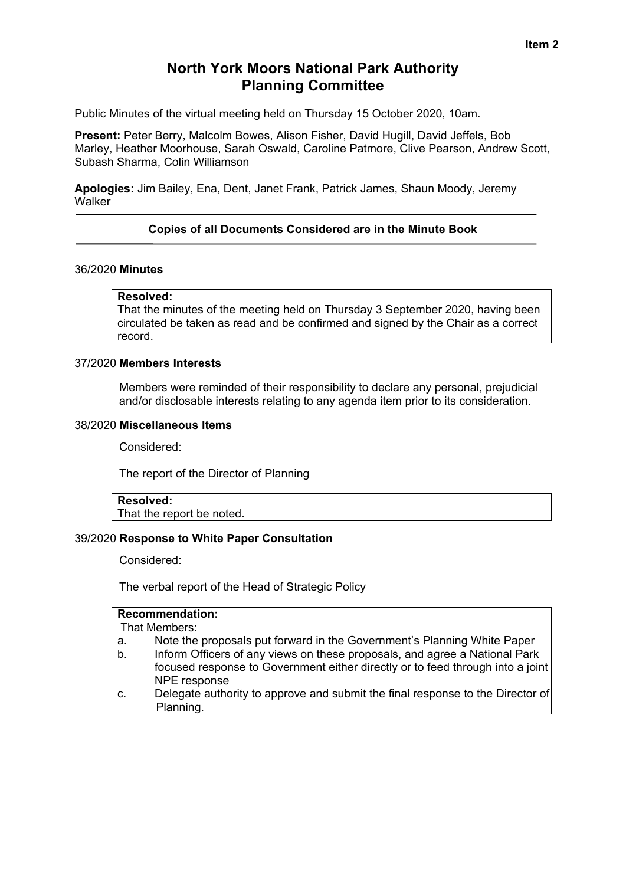Item 2

# North York Moors National Park Authority
## Planning Committee

Public Minutes of the virtual meeting held on Thursday 15 October 2020, 10am.

**Present:** Peter Berry, Malcolm Bowes, Alison Fisher, David Hugill, David Jeffels, Bob Marley, Heather Moorhouse, Sarah Oswald, Caroline Patmore, Clive Pearson, Andrew Scott, Subash Sharma, Colin Williamson

**Apologies:** Jim Bailey, Ena, Dent, Janet Frank, Patrick James, Shaun Moody, Jeremy Walker

---

**Copies of all Documents Considered are in the Minute Book**

---

36/2020 **Minutes**

**Resolved:**
That the minutes of the meeting held on Thursday 3 September 2020, having been circulated be taken as read and be confirmed and signed by the Chair as a correct record.

37/2020 **Members Interests**

Members were reminded of their responsibility to declare any personal, prejudicial and/or disclosable interests relating to any agenda item prior to its consideration.

38/2020 **Miscellaneous Items**

Considered:

The report of the Director of Planning

**Resolved:**
That the report be noted.

39/2020 **Response to White Paper Consultation**

Considered:

The verbal report of the Head of Strategic Policy

**Recommendation:**
That Members:

a. Note the proposals put forward in the Government's Planning White Paper
b. Inform Officers of any views on these proposals, and agree a National Park focused response to Government either directly or to feed through into a joint NPE response
c. Delegate authority to approve and submit the final response to the Director of Planning.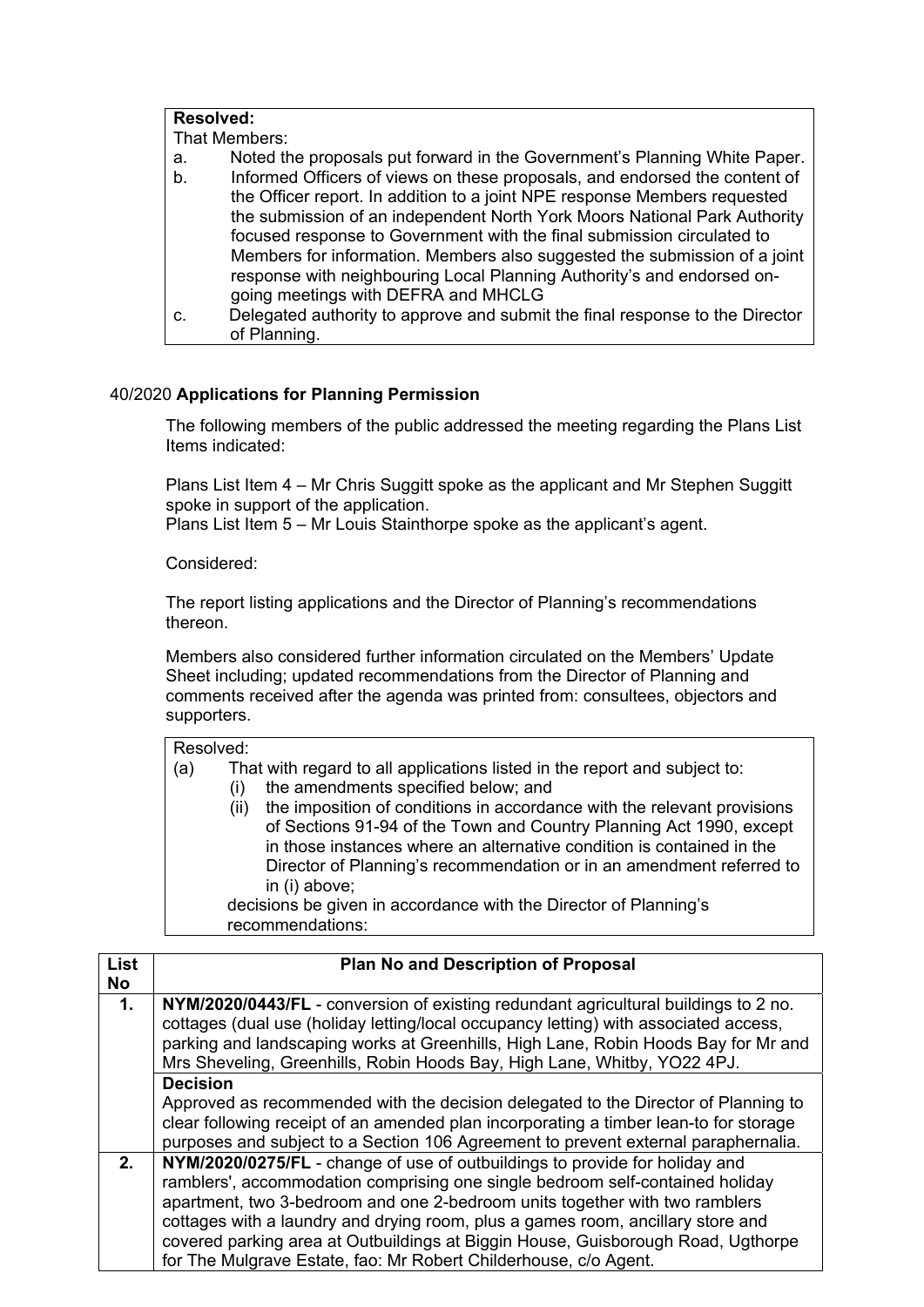**Resolved:**

That Members:

a. Noted the proposals put forward in the Government's Planning White Paper.
b. Informed Officers of views on these proposals, and endorsed the content of the Officer report. In addition to a joint NPE response Members requested the submission of an independent North York Moors National Park Authority focused response to Government with the final submission circulated to Members for information. Members also suggested the submission of a joint response with neighbouring Local Planning Authority's and endorsed on-going meetings with DEFRA and MHCLG
c. Delegated authority to approve and submit the final response to the Director of Planning.

40/2020 **Applications for Planning Permission**

The following members of the public addressed the meeting regarding the Plans List Items indicated:

Plans List Item 4 – Mr Chris Suggitt spoke as the applicant and Mr Stephen Suggitt spoke in support of the application.
Plans List Item 5 – Mr Louis Stainthorpe spoke as the applicant's agent.

Considered:

The report listing applications and the Director of Planning's recommendations thereon.

Members also considered further information circulated on the Members' Update Sheet including; updated recommendations from the Director of Planning and comments received after the agenda was printed from: consultees, objectors and supporters.

Resolved:

(a) That with regard to all applications listed in the report and subject to:
   (i) the amendments specified below; and
   (ii) the imposition of conditions in accordance with the relevant provisions of Sections 91-94 of the Town and Country Planning Act 1990, except in those instances where an alternative condition is contained in the Director of Planning's recommendation or in an amendment referred to in (i) above;

   decisions be given in accordance with the Director of Planning's recommendations:

| List No | Plan No and Description of Proposal |
|---|---|
| 1. | **NYM/2020/0443/FL** - conversion of existing redundant agricultural buildings to 2 no. cottages (dual use (holiday letting/local occupancy letting) with associated access, parking and landscaping works at Greenhills, High Lane, Robin Hoods Bay for Mr and Mrs Sheveling, Greenhills, Robin Hoods Bay, High Lane, Whitby, YO22 4PJ. |
| | **Decision**<br>Approved as recommended with the decision delegated to the Director of Planning to clear following receipt of an amended plan incorporating a timber lean-to for storage purposes and subject to a Section 106 Agreement to prevent external paraphernalia. |
| 2. | **NYM/2020/0275/FL** - change of use of outbuildings to provide for holiday and ramblers', accommodation comprising one single bedroom self-contained holiday apartment, two 3-bedroom and one 2-bedroom units together with two ramblers cottages with a laundry and drying room, plus a games room, ancillary store and covered parking area at Outbuildings at Biggin House, Guisborough Road, Ugthorpe for The Mulgrave Estate, fao: Mr Robert Childerhouse, c/o Agent. |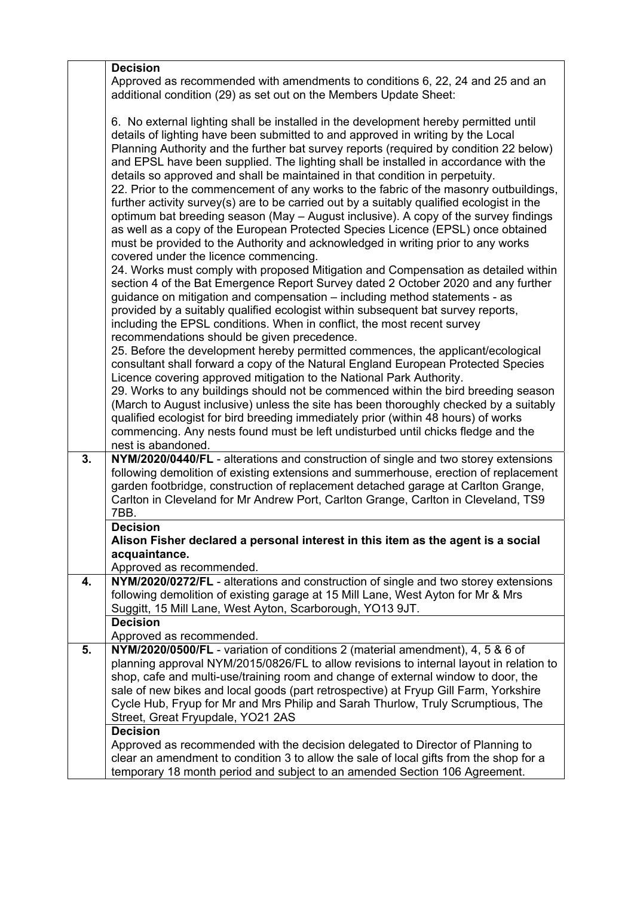| | |
|---|---|
| | **Decision**<br>Approved as recommended with amendments to conditions 6, 22, 24 and 25 and an additional condition (29) as set out on the Members Update Sheet:<br><br>6. No external lighting shall be installed in the development hereby permitted until details of lighting have been submitted to and approved in writing by the Local Planning Authority and the further bat survey reports (required by condition 22 below) and EPSL have been supplied. The lighting shall be installed in accordance with the details so approved and shall be maintained in that condition in perpetuity.<br>22. Prior to the commencement of any works to the fabric of the masonry outbuildings, further activity survey(s) are to be carried out by a suitably qualified ecologist in the optimum bat breeding season (May – August inclusive). A copy of the survey findings as well as a copy of the European Protected Species Licence (EPSL) once obtained must be provided to the Authority and acknowledged in writing prior to any works covered under the licence commencing.<br>24. Works must comply with proposed Mitigation and Compensation as detailed within section 4 of the Bat Emergence Report Survey dated 2 October 2020 and any further guidance on mitigation and compensation – including method statements - as provided by a suitably qualified ecologist within subsequent bat survey reports, including the EPSL conditions. When in conflict, the most recent survey recommendations should be given precedence.<br>25. Before the development hereby permitted commences, the applicant/ecological consultant shall forward a copy of the Natural England European Protected Species Licence covering approved mitigation to the National Park Authority.<br>29. Works to any buildings should not be commenced within the bird breeding season (March to August inclusive) unless the site has been thoroughly checked by a suitably qualified ecologist for bird breeding immediately prior (within 48 hours) of works commencing. Any nests found must be left undisturbed until chicks fledge and the nest is abandoned. |
| **3.** | **NYM/2020/0440/FL** - alterations and construction of single and two storey extensions following demolition of existing extensions and summerhouse, erection of replacement garden footbridge, construction of replacement detached garage at Carlton Grange, Carlton in Cleveland for Mr Andrew Port, Carlton Grange, Carlton in Cleveland, TS9 7BB. |
| | **Decision**<br>**Alison Fisher declared a personal interest in this item as the agent is a social acquaintance.**<br>Approved as recommended. |
| **4.** | **NYM/2020/0272/FL** - alterations and construction of single and two storey extensions following demolition of existing garage at 15 Mill Lane, West Ayton for Mr & Mrs Suggitt, 15 Mill Lane, West Ayton, Scarborough, YO13 9JT. |
| | **Decision**<br>Approved as recommended. |
| **5.** | **NYM/2020/0500/FL** - variation of conditions 2 (material amendment), 4, 5 & 6 of planning approval NYM/2015/0826/FL to allow revisions to internal layout in relation to shop, cafe and multi-use/training room and change of external window to door, the sale of new bikes and local goods (part retrospective) at Fryup Gill Farm, Yorkshire Cycle Hub, Fryup for Mr and Mrs Philip and Sarah Thurlow, Truly Scrumptious, The Street, Great Fryupdale, YO21 2AS |
| | **Decision**<br>Approved as recommended with the decision delegated to Director of Planning to clear an amendment to condition 3 to allow the sale of local gifts from the shop for a temporary 18 month period and subject to an amended Section 106 Agreement. |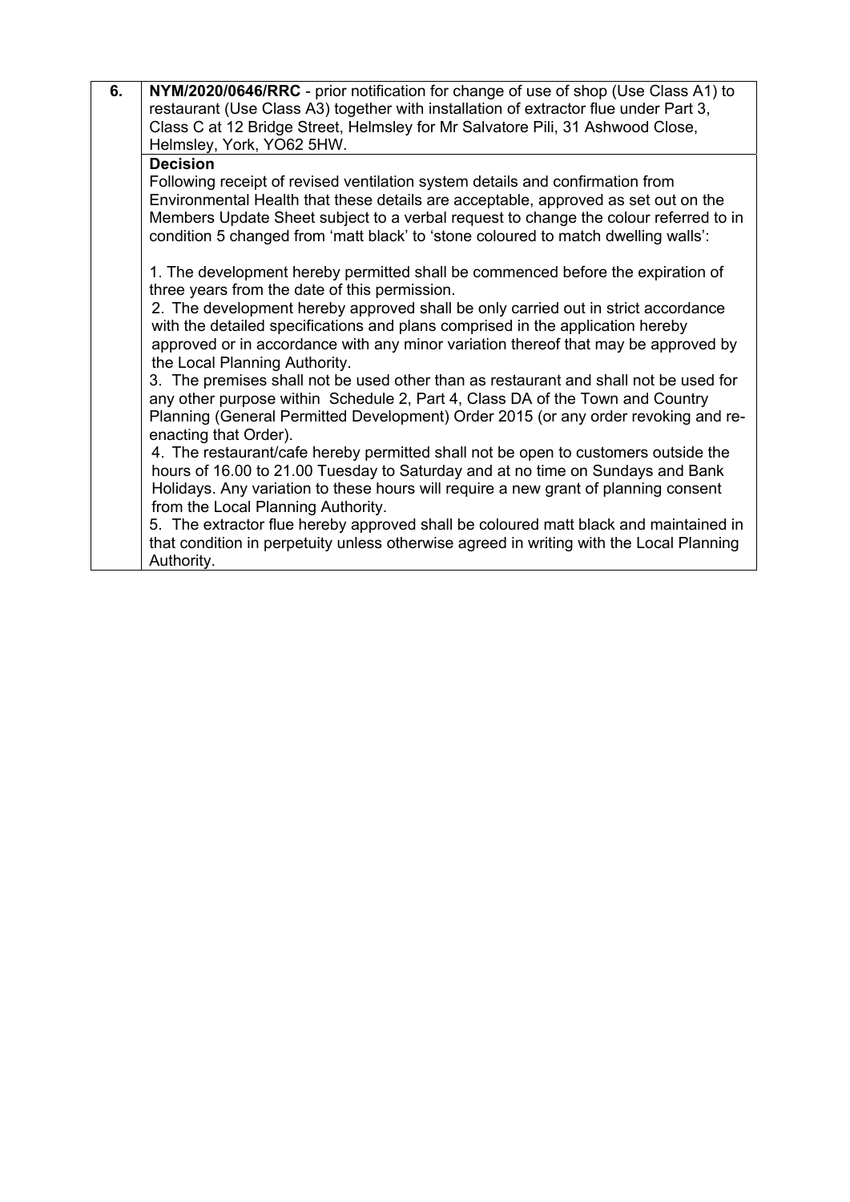| | |
|---|---|
| **6.** | **NYM/2020/0646/RRC** - prior notification for change of use of shop (Use Class A1) to restaurant (Use Class A3) together with installation of extractor flue under Part 3, Class C at 12 Bridge Street, Helmsley for Mr Salvatore Pili, 31 Ashwood Close, Helmsley, York, YO62 5HW. |
| | **Decision**<br>Following receipt of revised ventilation system details and confirmation from Environmental Health that these details are acceptable, approved as set out on the Members Update Sheet subject to a verbal request to change the colour referred to in condition 5 changed from 'matt black' to 'stone coloured to match dwelling walls':<br><br>1. The development hereby permitted shall be commenced before the expiration of three years from the date of this permission.<br>2. The development hereby approved shall be only carried out in strict accordance with the detailed specifications and plans comprised in the application hereby approved or in accordance with any minor variation thereof that may be approved by the Local Planning Authority.<br>3. The premises shall not be used other than as restaurant and shall not be used for any other purpose within Schedule 2, Part 4, Class DA of the Town and Country Planning (General Permitted Development) Order 2015 (or any order revoking and re-enacting that Order).<br>4. The restaurant/cafe hereby permitted shall not be open to customers outside the hours of 16.00 to 21.00 Tuesday to Saturday and at no time on Sundays and Bank Holidays. Any variation to these hours will require a new grant of planning consent from the Local Planning Authority.<br>5. The extractor flue hereby approved shall be coloured matt black and maintained in that condition in perpetuity unless otherwise agreed in writing with the Local Planning Authority. |